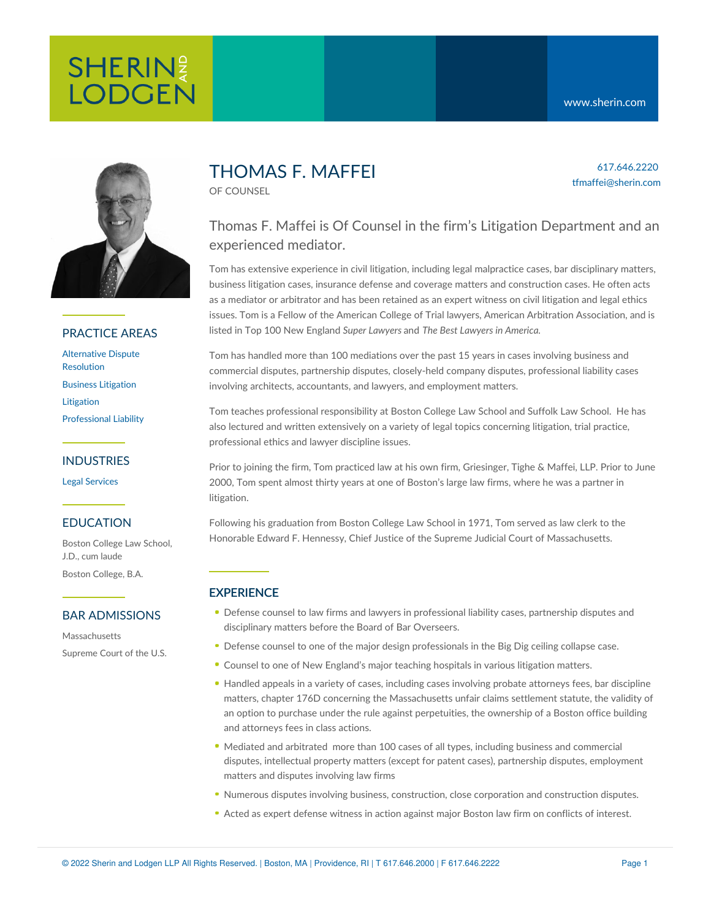SHERIN AND LODGEN

www.sherin.com

# THOMAS F. MAFFEI

OF COUNSEL

617.646.2220
tfmaffei@sherin.com

## PRACTICE AREAS

Alternative Dispute Resolution
Business Litigation
Litigation
Professional Liability

## INDUSTRIES

Legal Services

## EDUCATION

Boston College Law School, J.D., cum laude

Boston College, B.A.

## BAR ADMISSIONS

Massachusetts

Supreme Court of the U.S.

### Thomas F. Maffei is Of Counsel in the firm's Litigation Department and an experienced mediator.

Tom has extensive experience in civil litigation, including legal malpractice cases, bar disciplinary matters, business litigation cases, insurance defense and coverage matters and construction cases. He often acts as a mediator or arbitrator and has been retained as an expert witness on civil litigation and legal ethics issues. Tom is a Fellow of the American College of Trial lawyers, American Arbitration Association, and is listed in Top 100 New England *Super Lawyers* and *The Best Lawyers in America.*

Tom has handled more than 100 mediations over the past 15 years in cases involving business and commercial disputes, partnership disputes, closely-held company disputes, professional liability cases involving architects, accountants, and lawyers, and employment matters.

Tom teaches professional responsibility at Boston College Law School and Suffolk Law School. He has also lectured and written extensively on a variety of legal topics concerning litigation, trial practice, professional ethics and lawyer discipline issues.

Prior to joining the firm, Tom practiced law at his own firm, Griesinger, Tighe & Maffei, LLP. Prior to June 2000, Tom spent almost thirty years at one of Boston's large law firms, where he was a partner in litigation.

Following his graduation from Boston College Law School in 1971, Tom served as law clerk to the Honorable Edward F. Hennessy, Chief Justice of the Supreme Judicial Court of Massachusetts.

## EXPERIENCE

- Defense counsel to law firms and lawyers in professional liability cases, partnership disputes and disciplinary matters before the Board of Bar Overseers.
- Defense counsel to one of the major design professionals in the Big Dig ceiling collapse case.
- Counsel to one of New England's major teaching hospitals in various litigation matters.
- Handled appeals in a variety of cases, including cases involving probate attorneys fees, bar discipline matters, chapter 176D concerning the Massachusetts unfair claims settlement statute, the validity of an option to purchase under the rule against perpetuities, the ownership of a Boston office building and attorneys fees in class actions.
- Mediated and arbitrated more than 100 cases of all types, including business and commercial disputes, intellectual property matters (except for patent cases), partnership disputes, employment matters and disputes involving law firms
- Numerous disputes involving business, construction, close corporation and construction disputes.
- Acted as expert defense witness in action against major Boston law firm on conflicts of interest.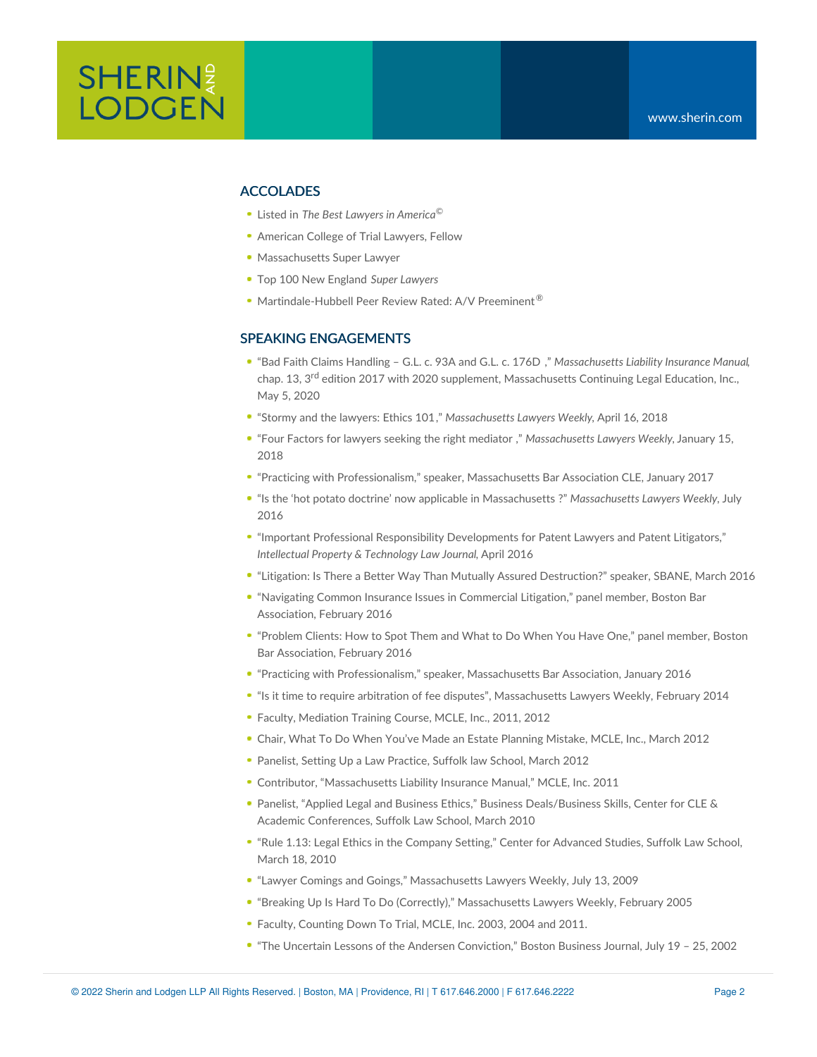## ACCOLADES

- Listed in *The Best Lawyers in America*©
- American College of Trial Lawyers, Fellow
- Massachusetts Super Lawyer
- Top 100 New England *Super Lawyers*
- Martindale-Hubbell Peer Review Rated: A/V Preeminent®

## SPEAKING ENGAGEMENTS

- "Bad Faith Claims Handling – G.L. c. 93A and G.L. c. 176D ," *Massachusetts Liability Insurance Manual*, chap. 13, 3rd edition 2017 with 2020 supplement, Massachusetts Continuing Legal Education, Inc., May 5, 2020
- "Stormy and the lawyers: Ethics 101," *Massachusetts Lawyers Weekly*, April 16, 2018
- "Four Factors for lawyers seeking the right mediator ," *Massachusetts Lawyers Weekly*, January 15, 2018
- "Practicing with Professionalism," speaker, Massachusetts Bar Association CLE, January 2017
- "Is the 'hot potato doctrine' now applicable in Massachusetts ?" *Massachusetts Lawyers Weekly*, July 2016
- "Important Professional Responsibility Developments for Patent Lawyers and Patent Litigators," *Intellectual Property & Technology Law Journal*, April 2016
- "Litigation: Is There a Better Way Than Mutually Assured Destruction?" speaker, SBANE, March 2016
- "Navigating Common Insurance Issues in Commercial Litigation," panel member, Boston Bar Association, February 2016
- "Problem Clients: How to Spot Them and What to Do When You Have One," panel member, Boston Bar Association, February 2016
- "Practicing with Professionalism," speaker, Massachusetts Bar Association, January 2016
- "Is it time to require arbitration of fee disputes", Massachusetts Lawyers Weekly, February 2014
- Faculty, Mediation Training Course, MCLE, Inc., 2011, 2012
- Chair, What To Do When You've Made an Estate Planning Mistake, MCLE, Inc., March 2012
- Panelist, Setting Up a Law Practice, Suffolk law School, March 2012
- Contributor, "Massachusetts Liability Insurance Manual," MCLE, Inc. 2011
- Panelist, "Applied Legal and Business Ethics," Business Deals/Business Skills, Center for CLE & Academic Conferences, Suffolk Law School, March 2010
- "Rule 1.13: Legal Ethics in the Company Setting," Center for Advanced Studies, Suffolk Law School, March 18, 2010
- "Lawyer Comings and Goings," Massachusetts Lawyers Weekly, July 13, 2009
- "Breaking Up Is Hard To Do (Correctly)," Massachusetts Lawyers Weekly, February 2005
- Faculty, Counting Down To Trial, MCLE, Inc. 2003, 2004 and 2011.
- "The Uncertain Lessons of the Andersen Conviction," Boston Business Journal, July 19 – 25, 2002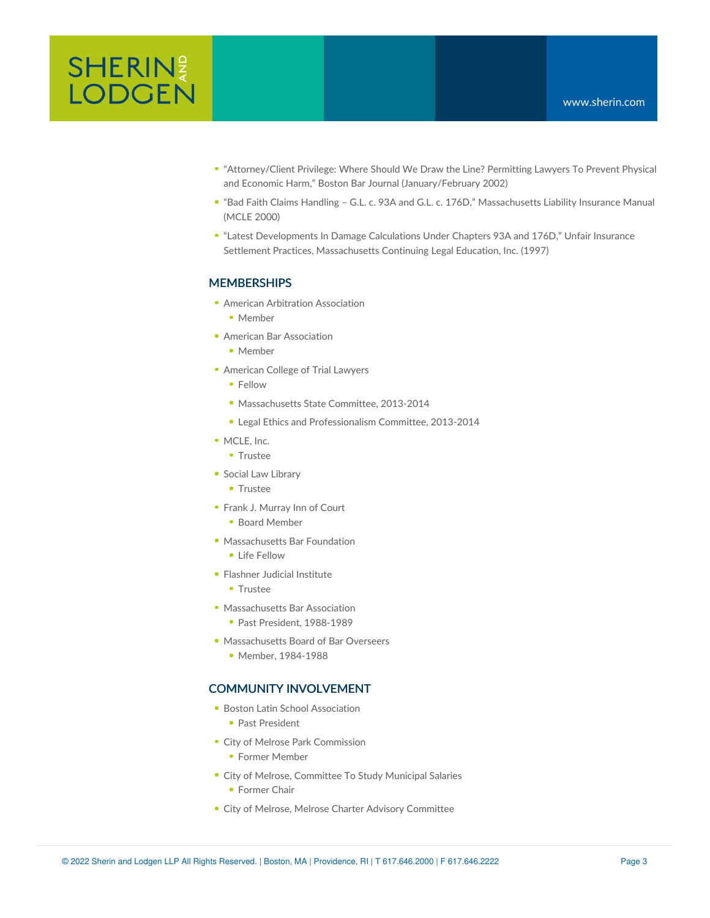- "Attorney/Client Privilege: Where Should We Draw the Line? Permitting Lawyers To Prevent Physical and Economic Harm," Boston Bar Journal (January/February 2002)
- "Bad Faith Claims Handling – G.L. c. 93A and G.L. c. 176D," Massachusetts Liability Insurance Manual (MCLE 2000)
- "Latest Developments In Damage Calculations Under Chapters 93A and 176D," Unfair Insurance Settlement Practices, Massachusetts Continuing Legal Education, Inc. (1997)

## MEMBERSHIPS

- American Arbitration Association
  - Member
- American Bar Association
  - Member
- American College of Trial Lawyers
  - Fellow
  - Massachusetts State Committee, 2013-2014
  - Legal Ethics and Professionalism Committee, 2013-2014
- MCLE, Inc.
  - Trustee
- Social Law Library
  - Trustee
- Frank J. Murray Inn of Court
  - Board Member
- Massachusetts Bar Foundation
  - Life Fellow
- Flashner Judicial Institute
  - Trustee
- Massachusetts Bar Association
  - Past President, 1988-1989
- Massachusetts Board of Bar Overseers
  - Member, 1984-1988

## COMMUNITY INVOLVEMENT

- Boston Latin School Association
  - Past President
- City of Melrose Park Commission
  - Former Member
- City of Melrose, Committee To Study Municipal Salaries
  - Former Chair
- City of Melrose, Melrose Charter Advisory Committee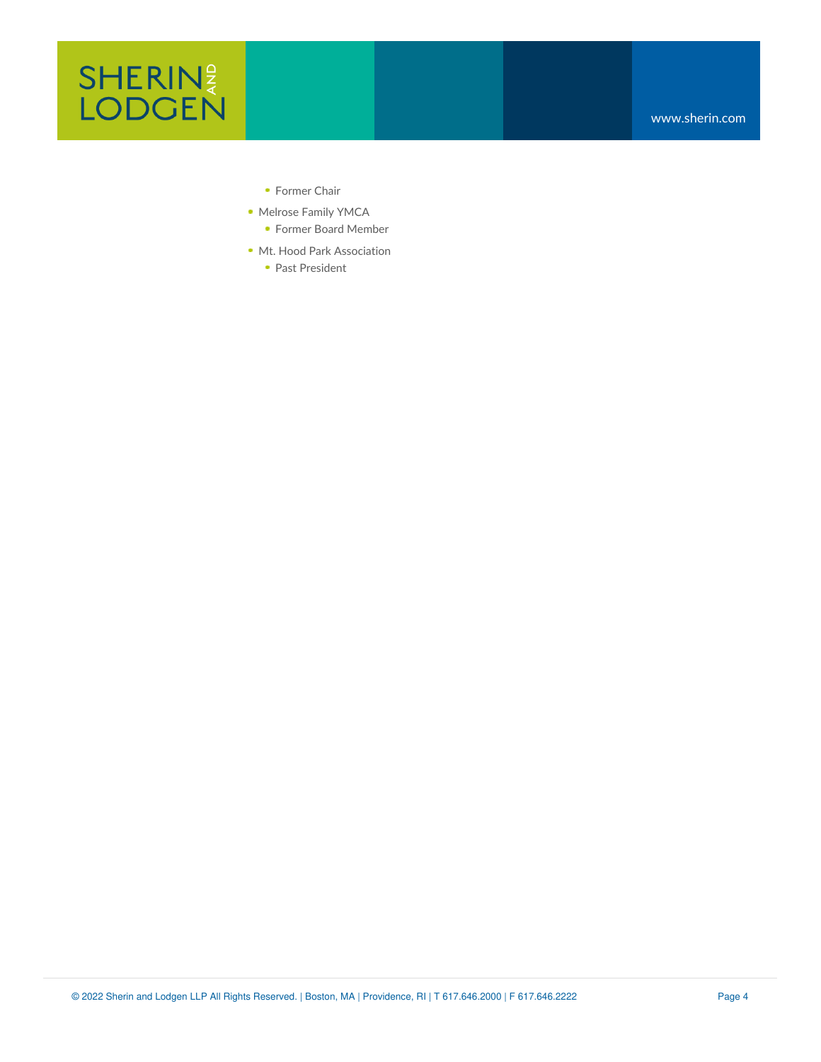- Former Chair
- Melrose Family YMCA
    - Former Board Member
- Mt. Hood Park Association
    - Past President